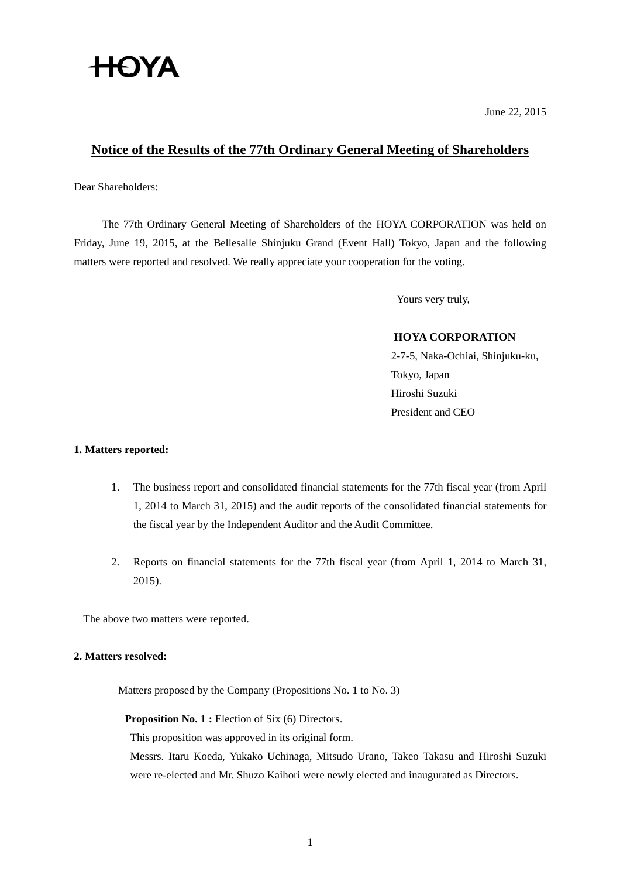HOYA

June 22, 2015

# Notice of the Results of the 77th Ordinary General Meeting of Shareholders

Dear Shareholders:

The 77th Ordinary General Meeting of Shareholders of the HOYA CORPORATION was held on Friday, June 19, 2015, at the Bellesalle Shinjuku Grand (Event Hall) Tokyo, Japan and the following matters were reported and resolved. We really appreciate your cooperation for the voting.

Yours very truly,

**HOYA CORPORATION**
2-7-5, Naka-Ochiai, Shinjuku-ku,
Tokyo, Japan
Hiroshi Suzuki
President and CEO

**1. Matters reported:**

1. The business report and consolidated financial statements for the 77th fiscal year (from April 1, 2014 to March 31, 2015) and the audit reports of the consolidated financial statements for the fiscal year by the Independent Auditor and the Audit Committee.

2. Reports on financial statements for the 77th fiscal year (from April 1, 2014 to March 31, 2015).

The above two matters were reported.

**2. Matters resolved:**

Matters proposed by the Company (Propositions No. 1 to No. 3)

**Proposition No. 1 :** Election of Six (6) Directors.
This proposition was approved in its original form.
Messrs. Itaru Koeda, Yukako Uchinaga, Mitsudo Urano, Takeo Takasu and Hiroshi Suzuki were re-elected and Mr. Shuzo Kaihori were newly elected and inaugurated as Directors.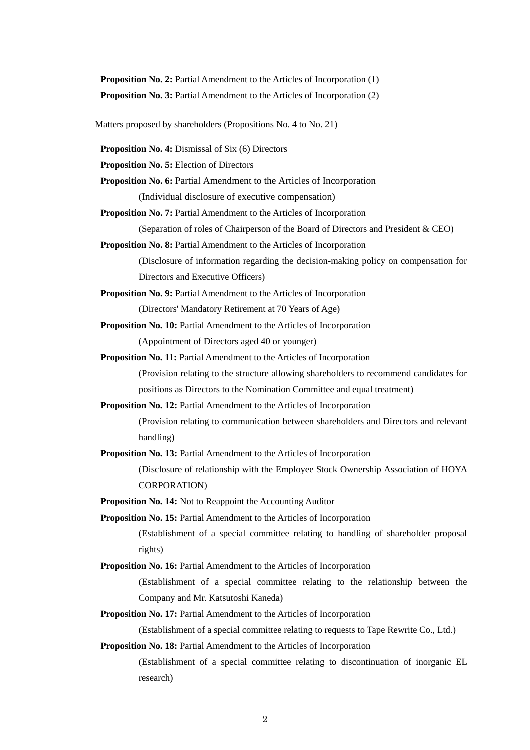**Proposition No. 2:** Partial Amendment to the Articles of Incorporation (1)

**Proposition No. 3:** Partial Amendment to the Articles of Incorporation (2)

Matters proposed by shareholders (Propositions No. 4 to No. 21)

**Proposition No. 4:** Dismissal of Six (6) Directors

**Proposition No. 5:** Election of Directors

**Proposition No. 6:** Partial Amendment to the Articles of Incorporation
(Individual disclosure of executive compensation)

**Proposition No. 7:** Partial Amendment to the Articles of Incorporation
(Separation of roles of Chairperson of the Board of Directors and President & CEO)

**Proposition No. 8:** Partial Amendment to the Articles of Incorporation
(Disclosure of information regarding the decision-making policy on compensation for Directors and Executive Officers)

**Proposition No. 9:** Partial Amendment to the Articles of Incorporation
(Directors' Mandatory Retirement at 70 Years of Age)

**Proposition No. 10:** Partial Amendment to the Articles of Incorporation
(Appointment of Directors aged 40 or younger)

**Proposition No. 11:** Partial Amendment to the Articles of Incorporation
(Provision relating to the structure allowing shareholders to recommend candidates for positions as Directors to the Nomination Committee and equal treatment)

**Proposition No. 12:** Partial Amendment to the Articles of Incorporation
(Provision relating to communication between shareholders and Directors and relevant handling)

**Proposition No. 13:** Partial Amendment to the Articles of Incorporation
(Disclosure of relationship with the Employee Stock Ownership Association of HOYA CORPORATION)

**Proposition No. 14:** Not to Reappoint the Accounting Auditor

**Proposition No. 15:** Partial Amendment to the Articles of Incorporation
(Establishment of a special committee relating to handling of shareholder proposal rights)

**Proposition No. 16:** Partial Amendment to the Articles of Incorporation
(Establishment of a special committee relating to the relationship between the Company and Mr. Katsutoshi Kaneda)

**Proposition No. 17:** Partial Amendment to the Articles of Incorporation
(Establishment of a special committee relating to requests to Tape Rewrite Co., Ltd.)

**Proposition No. 18:** Partial Amendment to the Articles of Incorporation
(Establishment of a special committee relating to discontinuation of inorganic EL research)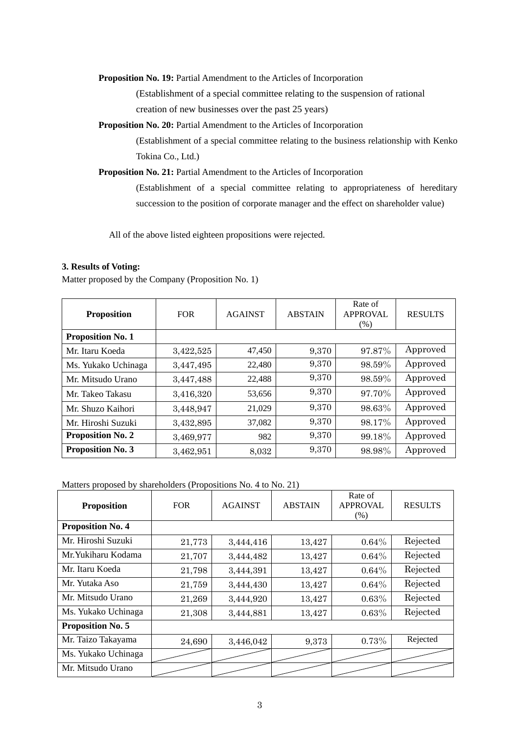**Proposition No. 19:** Partial Amendment to the Articles of Incorporation

(Establishment of a special committee relating to the suspension of rational creation of new businesses over the past 25 years)

**Proposition No. 20:** Partial Amendment to the Articles of Incorporation

(Establishment of a special committee relating to the business relationship with Kenko Tokina Co., Ltd.)

**Proposition No. 21:** Partial Amendment to the Articles of Incorporation

(Establishment of a special committee relating to appropriateness of hereditary succession to the position of corporate manager and the effect on shareholder value)

All of the above listed eighteen propositions were rejected.

**3. Results of Voting:**

Matter proposed by the Company (Proposition No. 1)

| Proposition | FOR | AGAINST | ABSTAIN | Rate of APPROVAL (%) | RESULTS |
|---|---|---|---|---|---|
| **Proposition No. 1** | | | | | |
| Mr. Itaru Koeda | 3,422,525 | 47,450 | 9,370 | 97.87% | Approved |
| Ms. Yukako Uchinaga | 3,447,495 | 22,480 | 9,370 | 98.59% | Approved |
| Mr. Mitsudo Urano | 3,447,488 | 22,488 | 9,370 | 98.59% | Approved |
| Mr. Takeo Takasu | 3,416,320 | 53,656 | 9,370 | 97.70% | Approved |
| Mr. Shuzo Kaihori | 3,448,947 | 21,029 | 9,370 | 98.63% | Approved |
| Mr. Hiroshi Suzuki | 3,432,895 | 37,082 | 9,370 | 98.17% | Approved |
| **Proposition No. 2** | 3,469,977 | 982 | 9,370 | 99.18% | Approved |
| **Proposition No. 3** | 3,462,951 | 8,032 | 9,370 | 98.98% | Approved |

Matters proposed by shareholders (Propositions No. 4 to No. 21)

| Proposition | FOR | AGAINST | ABSTAIN | Rate of APPROVAL (%) | RESULTS |
|---|---|---|---|---|---|
| **Proposition No. 4** | | | | | |
| Mr. Hiroshi Suzuki | 21,773 | 3,444,416 | 13,427 | 0.64% | Rejected |
| Mr.Yukiharu Kodama | 21,707 | 3,444,482 | 13,427 | 0.64% | Rejected |
| Mr. Itaru Koeda | 21,798 | 3,444,391 | 13,427 | 0.64% | Rejected |
| Mr. Yutaka Aso | 21,759 | 3,444,430 | 13,427 | 0.64% | Rejected |
| Mr. Mitsudo Urano | 21,269 | 3,444,920 | 13,427 | 0.63% | Rejected |
| Ms. Yukako Uchinaga | 21,308 | 3,444,881 | 13,427 | 0.63% | Rejected |
| **Proposition No. 5** | | | | | |
| Mr. Taizo Takayama | 24,690 | 3,446,042 | 9,373 | 0.73% | Rejected |
| Ms. Yukako Uchinaga | | | | | |
| Mr. Mitsudo Urano | | | | | |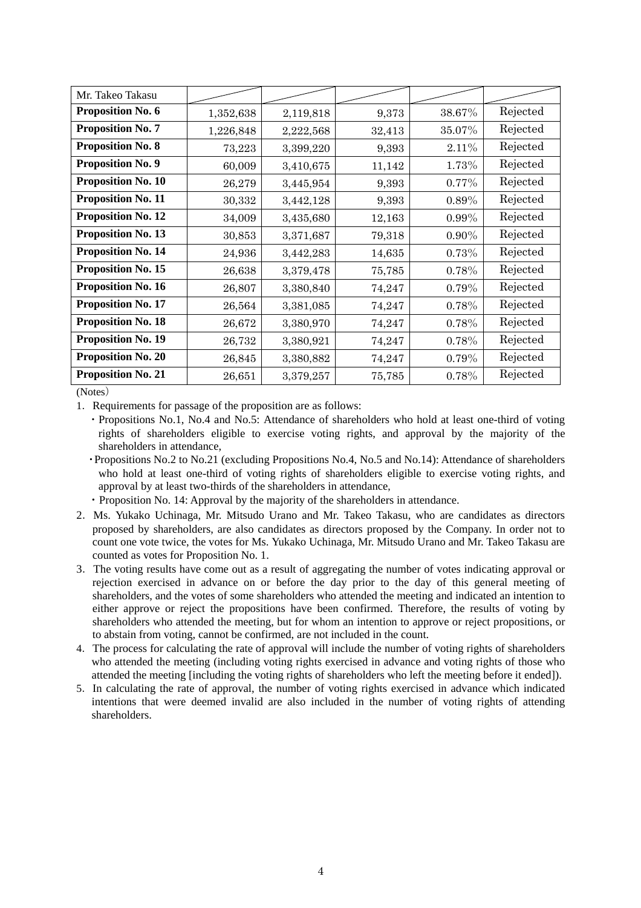| | | | | | |
|---|---|---|---|---|---|
| Mr. Takeo Takasu | | | | | |
| **Proposition No. 6** | 1,352,638 | 2,119,818 | 9,373 | 38.67% | Rejected |
| **Proposition No. 7** | 1,226,848 | 2,222,568 | 32,413 | 35.07% | Rejected |
| **Proposition No. 8** | 73,223 | 3,399,220 | 9,393 | 2.11% | Rejected |
| **Proposition No. 9** | 60,009 | 3,410,675 | 11,142 | 1.73% | Rejected |
| **Proposition No. 10** | 26,279 | 3,445,954 | 9,393 | 0.77% | Rejected |
| **Proposition No. 11** | 30,332 | 3,442,128 | 9,393 | 0.89% | Rejected |
| **Proposition No. 12** | 34,009 | 3,435,680 | 12,163 | 0.99% | Rejected |
| **Proposition No. 13** | 30,853 | 3,371,687 | 79,318 | 0.90% | Rejected |
| **Proposition No. 14** | 24,936 | 3,442,283 | 14,635 | 0.73% | Rejected |
| **Proposition No. 15** | 26,638 | 3,379,478 | 75,785 | 0.78% | Rejected |
| **Proposition No. 16** | 26,807 | 3,380,840 | 74,247 | 0.79% | Rejected |
| **Proposition No. 17** | 26,564 | 3,381,085 | 74,247 | 0.78% | Rejected |
| **Proposition No. 18** | 26,672 | 3,380,970 | 74,247 | 0.78% | Rejected |
| **Proposition No. 19** | 26,732 | 3,380,921 | 74,247 | 0.78% | Rejected |
| **Proposition No. 20** | 26,845 | 3,380,882 | 74,247 | 0.79% | Rejected |
| **Proposition No. 21** | 26,651 | 3,379,257 | 75,785 | 0.78% | Rejected |

(Notes)

1. Requirements for passage of the proposition are as follows:
   - Propositions No.1, No.4 and No.5: Attendance of shareholders who hold at least one-third of voting rights of shareholders eligible to exercise voting rights, and approval by the majority of the shareholders in attendance,
   - Propositions No.2 to No.21 (excluding Propositions No.4, No.5 and No.14): Attendance of shareholders who hold at least one-third of voting rights of shareholders eligible to exercise voting rights, and approval by at least two-thirds of the shareholders in attendance,
   - Proposition No. 14: Approval by the majority of the shareholders in attendance.
2. Ms. Yukako Uchinaga, Mr. Mitsudo Urano and Mr. Takeo Takasu, who are candidates as directors proposed by shareholders, are also candidates as directors proposed by the Company. In order not to count one vote twice, the votes for Ms. Yukako Uchinaga, Mr. Mitsudo Urano and Mr. Takeo Takasu are counted as votes for Proposition No. 1.
3. The voting results have come out as a result of aggregating the number of votes indicating approval or rejection exercised in advance on or before the day prior to the day of this general meeting of shareholders, and the votes of some shareholders who attended the meeting and indicated an intention to either approve or reject the propositions have been confirmed. Therefore, the results of voting by shareholders who attended the meeting, but for whom an intention to approve or reject propositions, or to abstain from voting, cannot be confirmed, are not included in the count.
4. The process for calculating the rate of approval will include the number of voting rights of shareholders who attended the meeting (including voting rights exercised in advance and voting rights of those who attended the meeting [including the voting rights of shareholders who left the meeting before it ended]).
5. In calculating the rate of approval, the number of voting rights exercised in advance which indicated intentions that were deemed invalid are also included in the number of voting rights of attending shareholders.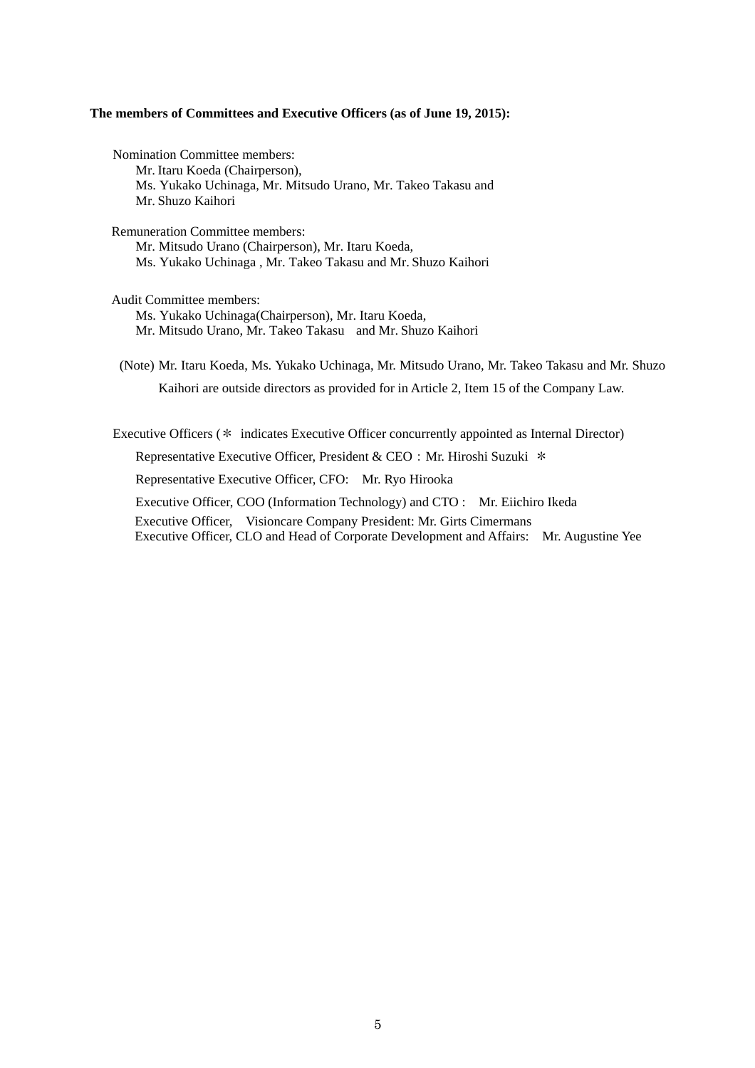**The members of Committees and Executive Officers (as of June 19, 2015):**

Nomination Committee members:
Mr. Itaru Koeda (Chairperson),
Ms. Yukako Uchinaga, Mr. Mitsudo Urano, Mr. Takeo Takasu and
Mr. Shuzo Kaihori

Remuneration Committee members:
Mr. Mitsudo Urano (Chairperson), Mr. Itaru Koeda,
Ms. Yukako Uchinaga , Mr. Takeo Takasu and Mr. Shuzo Kaihori

Audit Committee members:
Ms. Yukako Uchinaga(Chairperson), Mr. Itaru Koeda,
Mr. Mitsudo Urano, Mr. Takeo Takasu and Mr. Shuzo Kaihori

(Note) Mr. Itaru Koeda, Ms. Yukako Uchinaga, Mr. Mitsudo Urano, Mr. Takeo Takasu and Mr. Shuzo Kaihori are outside directors as provided for in Article 2, Item 15 of the Company Law.

Executive Officers (＊ indicates Executive Officer concurrently appointed as Internal Director)

Representative Executive Officer, President & CEO：Mr. Hiroshi Suzuki ＊

Representative Executive Officer, CFO: Mr. Ryo Hirooka

Executive Officer, COO (Information Technology) and CTO : Mr. Eiichiro Ikeda

Executive Officer, Visioncare Company President: Mr. Girts Cimermans

Executive Officer, CLO and Head of Corporate Development and Affairs: Mr. Augustine Yee